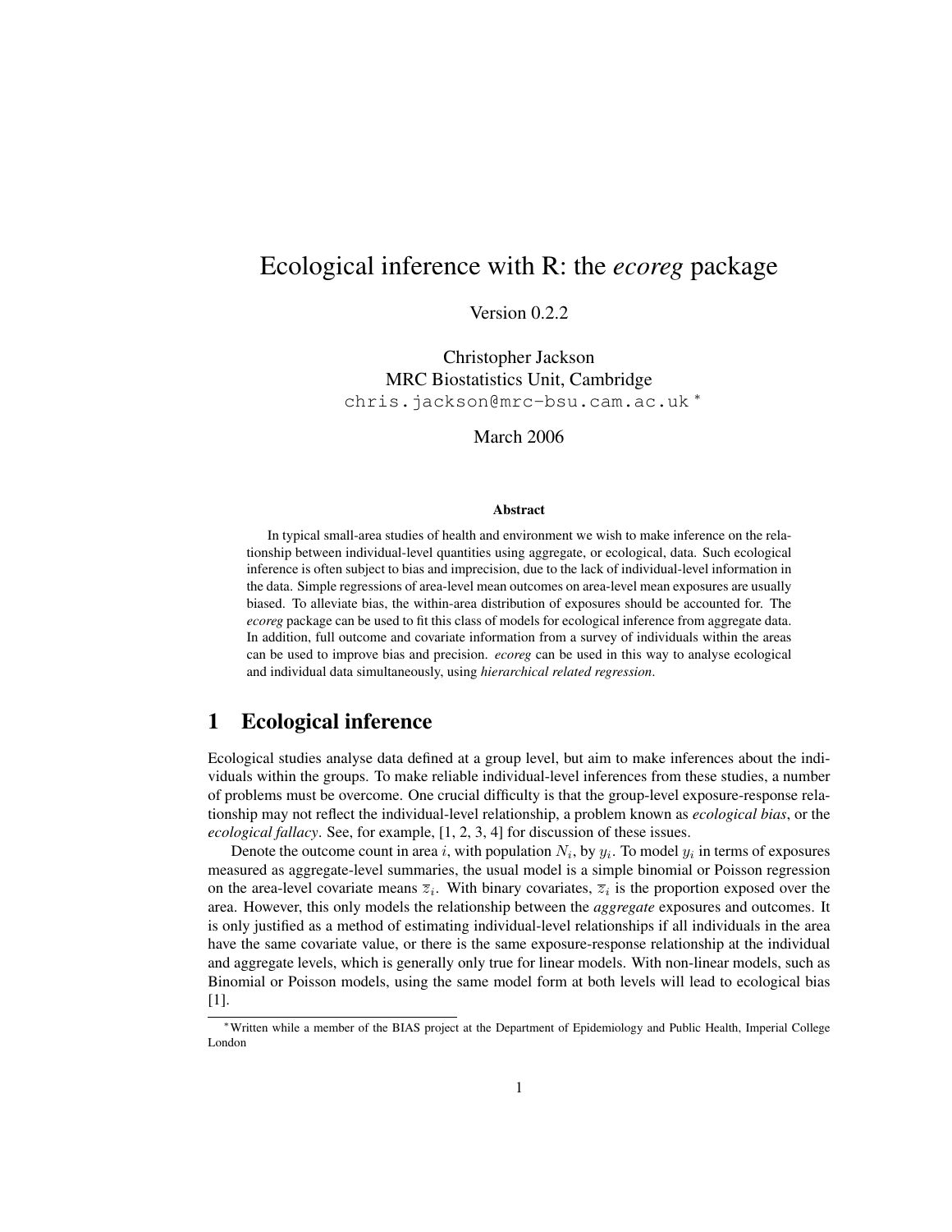# Ecological inference with R: the *ecoreg* package

Version 0.2.2

Christopher Jackson
MRC Biostatistics Unit, Cambridge
chris.jackson@mrc-bsu.cam.ac.uk [*]

March 2006

**Abstract**

In typical small-area studies of health and environment we wish to make inference on the relationship between individual-level quantities using aggregate, or ecological, data. Such ecological inference is often subject to bias and imprecision, due to the lack of individual-level information in the data. Simple regressions of area-level mean outcomes on area-level mean exposures are usually biased. To alleviate bias, the within-area distribution of exposures should be accounted for. The *ecoreg* package can be used to fit this class of models for ecological inference from aggregate data. In addition, full outcome and covariate information from a survey of individuals within the areas can be used to improve bias and precision. *ecoreg* can be used in this way to analyse ecological and individual data simultaneously, using *hierarchical related regression*.

## 1 Ecological inference

Ecological studies analyse data defined at a group level, but aim to make inferences about the individuals within the groups. To make reliable individual-level inferences from these studies, a number of problems must be overcome. One crucial difficulty is that the group-level exposure-response relationship may not reflect the individual-level relationship, a problem known as *ecological bias*, or the *ecological fallacy*. See, for example, [1, 2, 3, 4] for discussion of these issues.

Denote the outcome count in area $i$, with population $N_i$, by $y_i$. To model $y_i$ in terms of exposures measured as aggregate-level summaries, the usual model is a simple binomial or Poisson regression on the area-level covariate means $\overline{z}_i$. With binary covariates, $\overline{z}_i$ is the proportion exposed over the area. However, this only models the relationship between the *aggregate* exposures and outcomes. It is only justified as a method of estimating individual-level relationships if all individuals in the area have the same covariate value, or there is the same exposure-response relationship at the individual and aggregate levels, which is generally only true for linear models. With non-linear models, such as Binomial or Poisson models, using the same model form at both levels will lead to ecological bias [1].

[*] Written while a member of the BIAS project at the Department of Epidemiology and Public Health, Imperial College London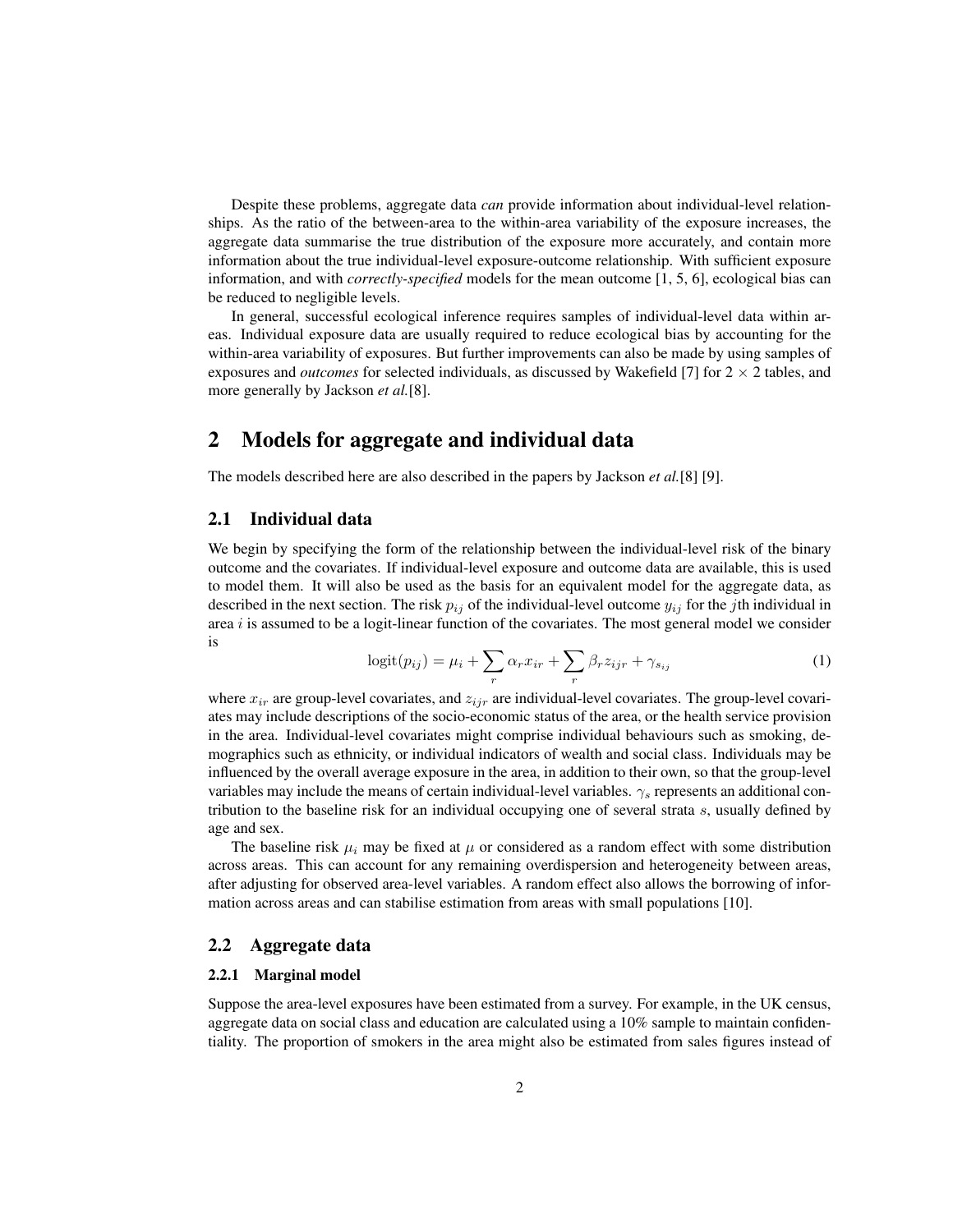Despite these problems, aggregate data *can* provide information about individual-level relationships. As the ratio of the between-area to the within-area variability of the exposure increases, the aggregate data summarise the true distribution of the exposure more accurately, and contain more information about the true individual-level exposure-outcome relationship. With sufficient exposure information, and with *correctly-specified* models for the mean outcome [1, 5, 6], ecological bias can be reduced to negligible levels.

In general, successful ecological inference requires samples of individual-level data within areas. Individual exposure data are usually required to reduce ecological bias by accounting for the within-area variability of exposures. But further improvements can also be made by using samples of exposures and *outcomes* for selected individuals, as discussed by Wakefield [7] for $2 \times 2$ tables, and more generally by Jackson *et al.*[8].

## 2 Models for aggregate and individual data

The models described here are also described in the papers by Jackson *et al.*[8] [9].

### 2.1 Individual data

We begin by specifying the form of the relationship between the individual-level risk of the binary outcome and the covariates. If individual-level exposure and outcome data are available, this is used to model them. It will also be used as the basis for an equivalent model for the aggregate data, as described in the next section. The risk $p_{ij}$ of the individual-level outcome $y_{ij}$ for the $j$th individual in area $i$ is assumed to be a logit-linear function of the covariates. The most general model we consider is

$$\text{logit}(p_{ij}) = \mu_i + \sum_r \alpha_r x_{ir} + \sum_r \beta_r z_{ijr} + \gamma_{s_{ij}} \tag{1}$$

where $x_{ir}$ are group-level covariates, and $z_{ijr}$ are individual-level covariates. The group-level covariates may include descriptions of the socio-economic status of the area, or the health service provision in the area. Individual-level covariates might comprise individual behaviours such as smoking, demographics such as ethnicity, or individual indicators of wealth and social class. Individuals may be influenced by the overall average exposure in the area, in addition to their own, so that the group-level variables may include the means of certain individual-level variables. $\gamma_s$ represents an additional contribution to the baseline risk for an individual occupying one of several strata $s$, usually defined by age and sex.

The baseline risk $\mu_i$ may be fixed at $\mu$ or considered as a random effect with some distribution across areas. This can account for any remaining overdispersion and heterogeneity between areas, after adjusting for observed area-level variables. A random effect also allows the borrowing of information across areas and can stabilise estimation from areas with small populations [10].

### 2.2 Aggregate data

#### 2.2.1 Marginal model

Suppose the area-level exposures have been estimated from a survey. For example, in the UK census, aggregate data on social class and education are calculated using a 10% sample to maintain confidentiality. The proportion of smokers in the area might also be estimated from sales figures instead of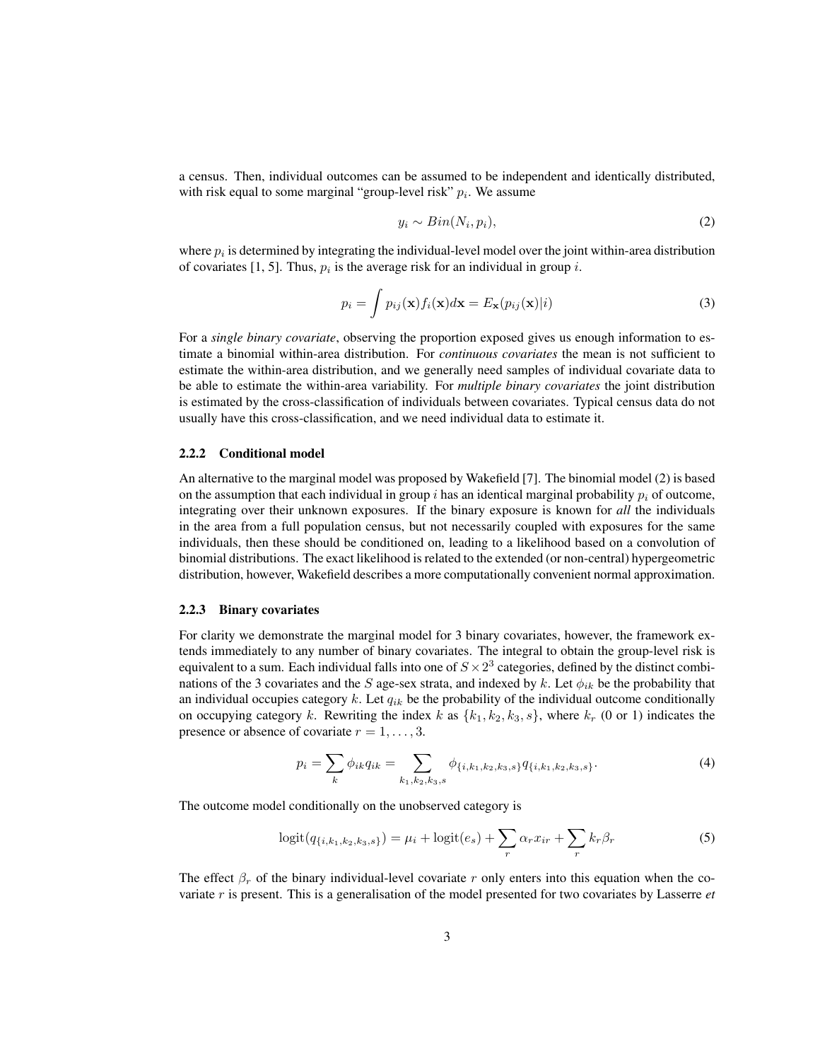a census. Then, individual outcomes can be assumed to be independent and identically distributed, with risk equal to some marginal "group-level risk" $p_i$. We assume

$$y_i \sim Bin(N_i, p_i), \tag{2}$$

where $p_i$ is determined by integrating the individual-level model over the joint within-area distribution of covariates [1, 5]. Thus, $p_i$ is the average risk for an individual in group $i$.

$$p_i = \int p_{ij}(\mathbf{x}) f_i(\mathbf{x}) d\mathbf{x} = E_{\mathbf{x}}(p_{ij}(\mathbf{x})|i) \tag{3}$$

For a *single binary covariate*, observing the proportion exposed gives us enough information to estimate a binomial within-area distribution. For *continuous covariates* the mean is not sufficient to estimate the within-area distribution, and we generally need samples of individual covariate data to be able to estimate the within-area variability. For *multiple binary covariates* the joint distribution is estimated by the cross-classification of individuals between covariates. Typical census data do not usually have this cross-classification, and we need individual data to estimate it.

#### 2.2.2 Conditional model

An alternative to the marginal model was proposed by Wakefield [7]. The binomial model (2) is based on the assumption that each individual in group $i$ has an identical marginal probability $p_i$ of outcome, integrating over their unknown exposures. If the binary exposure is known for *all* the individuals in the area from a full population census, but not necessarily coupled with exposures for the same individuals, then these should be conditioned on, leading to a likelihood based on a convolution of binomial distributions. The exact likelihood is related to the extended (or non-central) hypergeometric distribution, however, Wakefield describes a more computationally convenient normal approximation.

#### 2.2.3 Binary covariates

For clarity we demonstrate the marginal model for 3 binary covariates, however, the framework extends immediately to any number of binary covariates. The integral to obtain the group-level risk is equivalent to a sum. Each individual falls into one of $S \times 2^3$ categories, defined by the distinct combinations of the 3 covariates and the $S$ age-sex strata, and indexed by $k$. Let $\phi_{ik}$ be the probability that an individual occupies category $k$. Let $q_{ik}$ be the probability of the individual outcome conditionally on occupying category $k$. Rewriting the index $k$ as $\{k_1, k_2, k_3, s\}$, where $k_r$ (0 or 1) indicates the presence or absence of covariate $r = 1, \ldots, 3$.

$$p_i = \sum_k \phi_{ik} q_{ik} = \sum_{k_1,k_2,k_3,s} \phi_{\{i,k_1,k_2,k_3,s\}} q_{\{i,k_1,k_2,k_3,s\}}. \tag{4}$$

The outcome model conditionally on the unobserved category is

$$\text{logit}(q_{\{i,k_1,k_2,k_3,s\}}) = \mu_i + \text{logit}(e_s) + \sum_r \alpha_r x_{ir} + \sum_r k_r \beta_r \tag{5}$$

The effect $\beta_r$ of the binary individual-level covariate $r$ only enters into this equation when the covariate $r$ is present. This is a generalisation of the model presented for two covariates by Lasserre *et*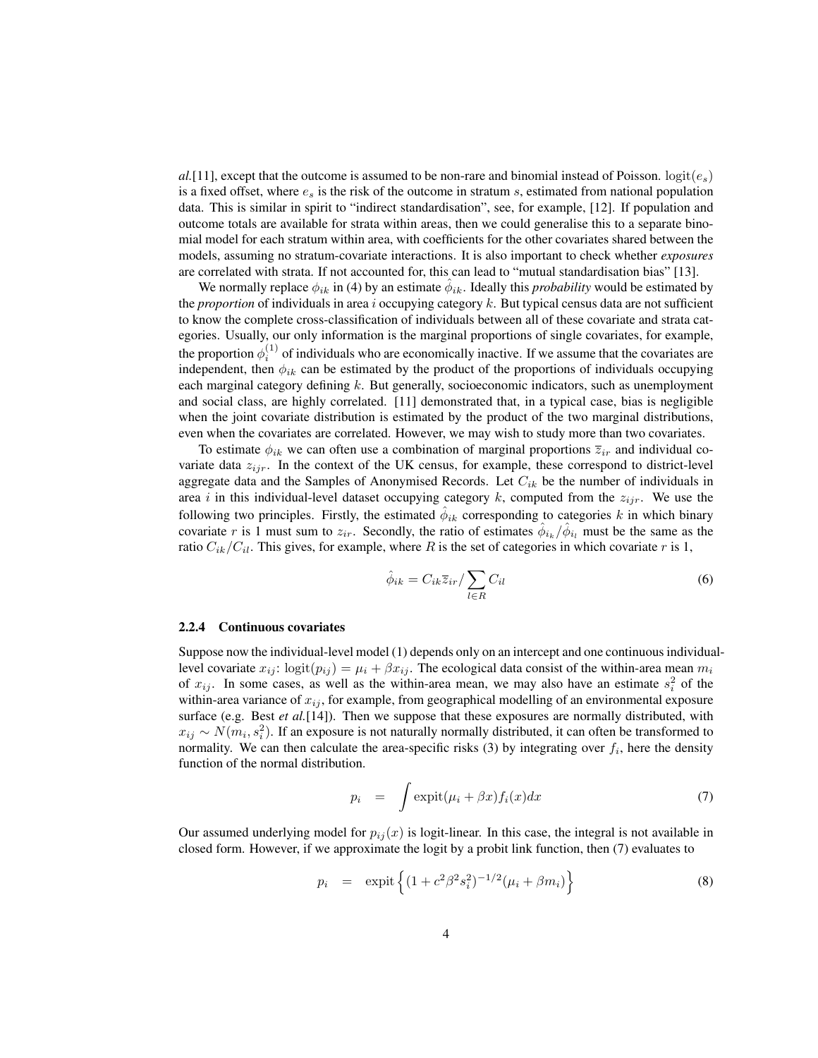*al.*[11], except that the outcome is assumed to be non-rare and binomial instead of Poisson. $\text{logit}(e_s)$ is a fixed offset, where $e_s$ is the risk of the outcome in stratum $s$, estimated from national population data. This is similar in spirit to "indirect standardisation", see, for example, [12]. If population and outcome totals are available for strata within areas, then we could generalise this to a separate binomial model for each stratum within area, with coefficients for the other covariates shared between the models, assuming no stratum-covariate interactions. It is also important to check whether *exposures* are correlated with strata. If not accounted for, this can lead to "mutual standardisation bias" [13].

We normally replace $\phi_{ik}$ in (4) by an estimate $\hat{\phi}_{ik}$. Ideally this *probability* would be estimated by the *proportion* of individuals in area $i$ occupying category $k$. But typical census data are not sufficient to know the complete cross-classification of individuals between all of these covariate and strata categories. Usually, our only information is the marginal proportions of single covariates, for example, the proportion $\phi_i^{(1)}$ of individuals who are economically inactive. If we assume that the covariates are independent, then $\phi_{ik}$ can be estimated by the product of the proportions of individuals occupying each marginal category defining $k$. But generally, socioeconomic indicators, such as unemployment and social class, are highly correlated. [11] demonstrated that, in a typical case, bias is negligible when the joint covariate distribution is estimated by the product of the two marginal distributions, even when the covariates are correlated. However, we may wish to study more than two covariates.

To estimate $\phi_{ik}$ we can often use a combination of marginal proportions $\bar{z}_{ir}$ and individual covariate data $z_{ijr}$. In the context of the UK census, for example, these correspond to district-level aggregate data and the Samples of Anonymised Records. Let $C_{ik}$ be the number of individuals in area $i$ in this individual-level dataset occupying category $k$, computed from the $z_{ijr}$. We use the following two principles. Firstly, the estimated $\hat{\phi}_{ik}$ corresponding to categories $k$ in which binary covariate $r$ is 1 must sum to $z_{ir}$. Secondly, the ratio of estimates $\hat{\phi}_{i_k}/\hat{\phi}_{i_l}$ must be the same as the ratio $C_{ik}/C_{il}$. This gives, for example, where $R$ is the set of categories in which covariate $r$ is 1,

$$\hat{\phi}_{ik} = C_{ik}\bar{z}_{ir} / \sum_{l \in R} C_{il} \tag{6}$$

### 2.2.4 Continuous covariates

Suppose now the individual-level model (1) depends only on an intercept and one continuous individual-level covariate $x_{ij}$: $\text{logit}(p_{ij}) = \mu_i + \beta x_{ij}$. The ecological data consist of the within-area mean $m_i$ of $x_{ij}$. In some cases, as well as the within-area mean, we may also have an estimate $s_i^2$ of the within-area variance of $x_{ij}$, for example, from geographical modelling of an environmental exposure surface (e.g. Best *et al.*[14]). Then we suppose that these exposures are normally distributed, with $x_{ij} \sim N(m_i, s_i^2)$. If an exposure is not naturally normally distributed, it can often be transformed to normality. We can then calculate the area-specific risks (3) by integrating over $f_i$, here the density function of the normal distribution.

$$p_i = \int \text{expit}(\mu_i + \beta x) f_i(x) dx \tag{7}$$

Our assumed underlying model for $p_{ij}(x)$ is logit-linear. In this case, the integral is not available in closed form. However, if we approximate the logit by a probit link function, then (7) evaluates to

$$p_i = \text{expit}\left\{ (1 + c^2 \beta^2 s_i^2)^{-1/2} (\mu_i + \beta m_i) \right\} \tag{8}$$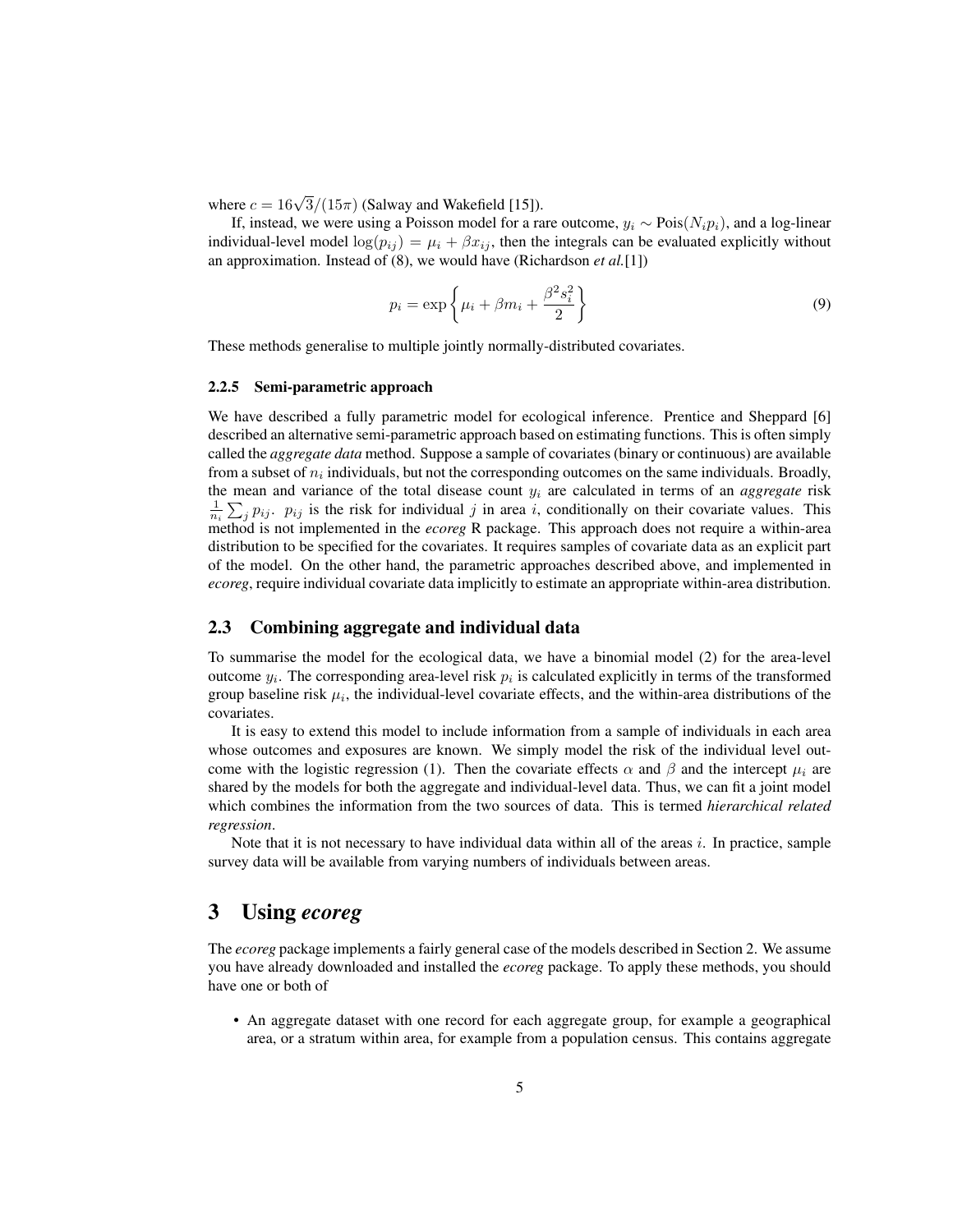where $c = 16\sqrt{3}/(15\pi)$ (Salway and Wakefield [15]).

If, instead, we were using a Poisson model for a rare outcome, $y_i \sim \text{Pois}(N_i p_i)$, and a log-linear individual-level model $\log(p_{ij}) = \mu_i + \beta x_{ij}$, then the integrals can be evaluated explicitly without an approximation. Instead of (8), we would have (Richardson *et al.*[1])

$$p_i = \exp\left\{\mu_i + \beta m_i + \frac{\beta^2 s_i^2}{2}\right\} \tag{9}$$

These methods generalise to multiple jointly normally-distributed covariates.

#### 2.2.5 Semi-parametric approach

We have described a fully parametric model for ecological inference. Prentice and Sheppard [6] described an alternative semi-parametric approach based on estimating functions. This is often simply called the *aggregate data* method. Suppose a sample of covariates (binary or continuous) are available from a subset of $n_i$ individuals, but not the corresponding outcomes on the same individuals. Broadly, the mean and variance of the total disease count $y_i$ are calculated in terms of an *aggregate* risk $\frac{1}{n_i}\sum_j p_{ij}$. $p_{ij}$ is the risk for individual $j$ in area $i$, conditionally on their covariate values. This method is not implemented in the *ecoreg* R package. This approach does not require a within-area distribution to be specified for the covariates. It requires samples of covariate data as an explicit part of the model. On the other hand, the parametric approaches described above, and implemented in *ecoreg*, require individual covariate data implicitly to estimate an appropriate within-area distribution.

### 2.3 Combining aggregate and individual data

To summarise the model for the ecological data, we have a binomial model (2) for the area-level outcome $y_i$. The corresponding area-level risk $p_i$ is calculated explicitly in terms of the transformed group baseline risk $\mu_i$, the individual-level covariate effects, and the within-area distributions of the covariates.

It is easy to extend this model to include information from a sample of individuals in each area whose outcomes and exposures are known. We simply model the risk of the individual level outcome with the logistic regression (1). Then the covariate effects $\alpha$ and $\beta$ and the intercept $\mu_i$ are shared by the models for both the aggregate and individual-level data. Thus, we can fit a joint model which combines the information from the two sources of data. This is termed *hierarchical related regression*.

Note that it is not necessary to have individual data within all of the areas $i$. In practice, sample survey data will be available from varying numbers of individuals between areas.

## 3 Using *ecoreg*

The *ecoreg* package implements a fairly general case of the models described in Section 2. We assume you have already downloaded and installed the *ecoreg* package. To apply these methods, you should have one or both of

- An aggregate dataset with one record for each aggregate group, for example a geographical area, or a stratum within area, for example from a population census. This contains aggregate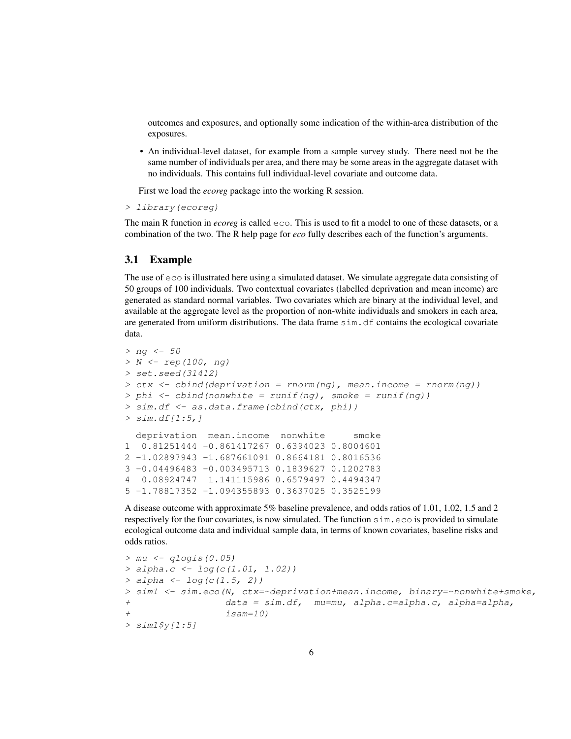outcomes and exposures, and optionally some indication of the within-area distribution of the exposures.

- An individual-level dataset, for example from a sample survey study. There need not be the same number of individuals per area, and there may be some areas in the aggregate dataset with no individuals. This contains full individual-level covariate and outcome data.

First we load the *ecoreg* package into the working R session.

```
> library(ecoreg)
```

The main R function in *ecoreg* is called `eco`. This is used to fit a model to one of these datasets, or a combination of the two. The R help page for *eco* fully describes each of the function's arguments.

## 3.1 Example

The use of `eco` is illustrated here using a simulated dataset. We simulate aggregate data consisting of 50 groups of 100 individuals. Two contextual covariates (labelled deprivation and mean income) are generated as standard normal variables. Two covariates which are binary at the individual level, and available at the aggregate level as the proportion of non-white individuals and smokers in each area, are generated from uniform distributions. The data frame `sim.df` contains the ecological covariate data.

```
> ng <- 50
> N <- rep(100, ng)
> set.seed(31412)
> ctx <- cbind(deprivation = rnorm(ng), mean.income = rnorm(ng))
> phi <- cbind(nonwhite = runif(ng), smoke = runif(ng))
> sim.df <- as.data.frame(cbind(ctx, phi))
> sim.df[1:5,]

  deprivation  mean.income  nonwhite     smoke
1  0.81251444 -0.861417267 0.6394023 0.8004601
2 -1.02897943 -1.687661091 0.8664181 0.8016536
3 -0.04496483 -0.003495713 0.1839627 0.1202783
4  0.08924747  1.141115986 0.6579497 0.4494347
5 -1.78817352 -1.094355893 0.3637025 0.3525199
```

A disease outcome with approximate 5% baseline prevalence, and odds ratios of 1.01, 1.02, 1.5 and 2 respectively for the four covariates, is now simulated. The function `sim.eco` is provided to simulate ecological outcome data and individual sample data, in terms of known covariates, baseline risks and odds ratios.

```
> mu <- qlogis(0.05)
> alpha.c <- log(c(1.01, 1.02))
> alpha <- log(c(1.5, 2))
> sim1 <- sim.eco(N, ctx=~deprivation+mean.income, binary=~nonwhite+smoke,
+                  data = sim.df,  mu=mu, alpha.c=alpha.c, alpha=alpha,
+                  isam=10)
> sim1$y[1:5]
```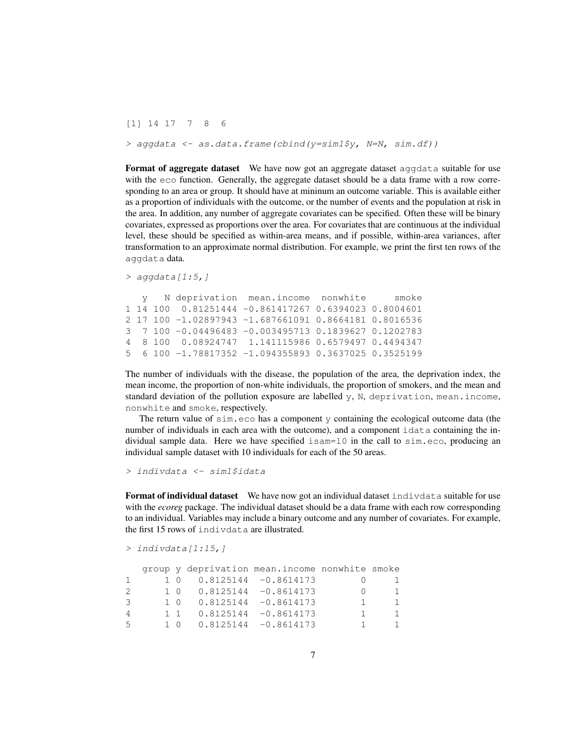```
[1] 14 17  7  8  6
```

```
> aggdata <- as.data.frame(cbind(y=sim1$y, N=N, sim.df))
```

**Format of aggregate dataset** We have now got an aggregate dataset aggdata suitable for use with the eco function. Generally, the aggregate dataset should be a data frame with a row corresponding to an area or group. It should have at mininum an outcome variable. This is available either as a proportion of individuals with the outcome, or the number of events and the population at risk in the area. In addition, any number of aggregate covariates can be specified. Often these will be binary covariates, expressed as proportions over the area. For covariates that are continuous at the individual level, these should be specified as within-area means, and if possible, within-area variances, after transformation to an approximate normal distribution. For example, we print the first ten rows of the aggdata data.

```
> aggdata[1:5,]

   y   N deprivation  mean.income  nonwhite     smoke
1 14 100  0.81251444 -0.861417267 0.6394023 0.8004601
2 17 100 -1.02897943 -1.687661091 0.8664181 0.8016536
3  7 100 -0.04496483 -0.003495713 0.1839627 0.1202783
4  8 100  0.08924747  1.141115986 0.6579497 0.4494347
5  6 100 -1.78817352 -1.094355893 0.3637025 0.3525199
```

The number of individuals with the disease, the population of the area, the deprivation index, the mean income, the proportion of non-white individuals, the proportion of smokers, and the mean and standard deviation of the pollution exposure are labelled y, N, deprivation, mean.income, nonwhite and smoke, respectively.

The return value of sim.eco has a component y containing the ecological outcome data (the number of individuals in each area with the outcome), and a component idata containing the individual sample data. Here we have specified isam=10 in the call to sim.eco, producing an individual sample dataset with 10 individuals for each of the 50 areas.

```
> indivdata <- sim1$idata
```

**Format of individual dataset** We have now got an individual dataset indivdata suitable for use with the *ecoreg* package. The individual dataset should be a data frame with each row corresponding to an individual. Variables may include a binary outcome and any number of covariates. For example, the first 15 rows of indivdata are illustrated.

```
> indivdata[1:15,]

   group y deprivation mean.income nonwhite smoke
1      1 0   0.8125144  -0.8614173        0     1
2      1 0   0.8125144  -0.8614173        0     1
3      1 0   0.8125144  -0.8614173        1     1
4      1 1   0.8125144  -0.8614173        1     1
5      1 0   0.8125144  -0.8614173        1     1
```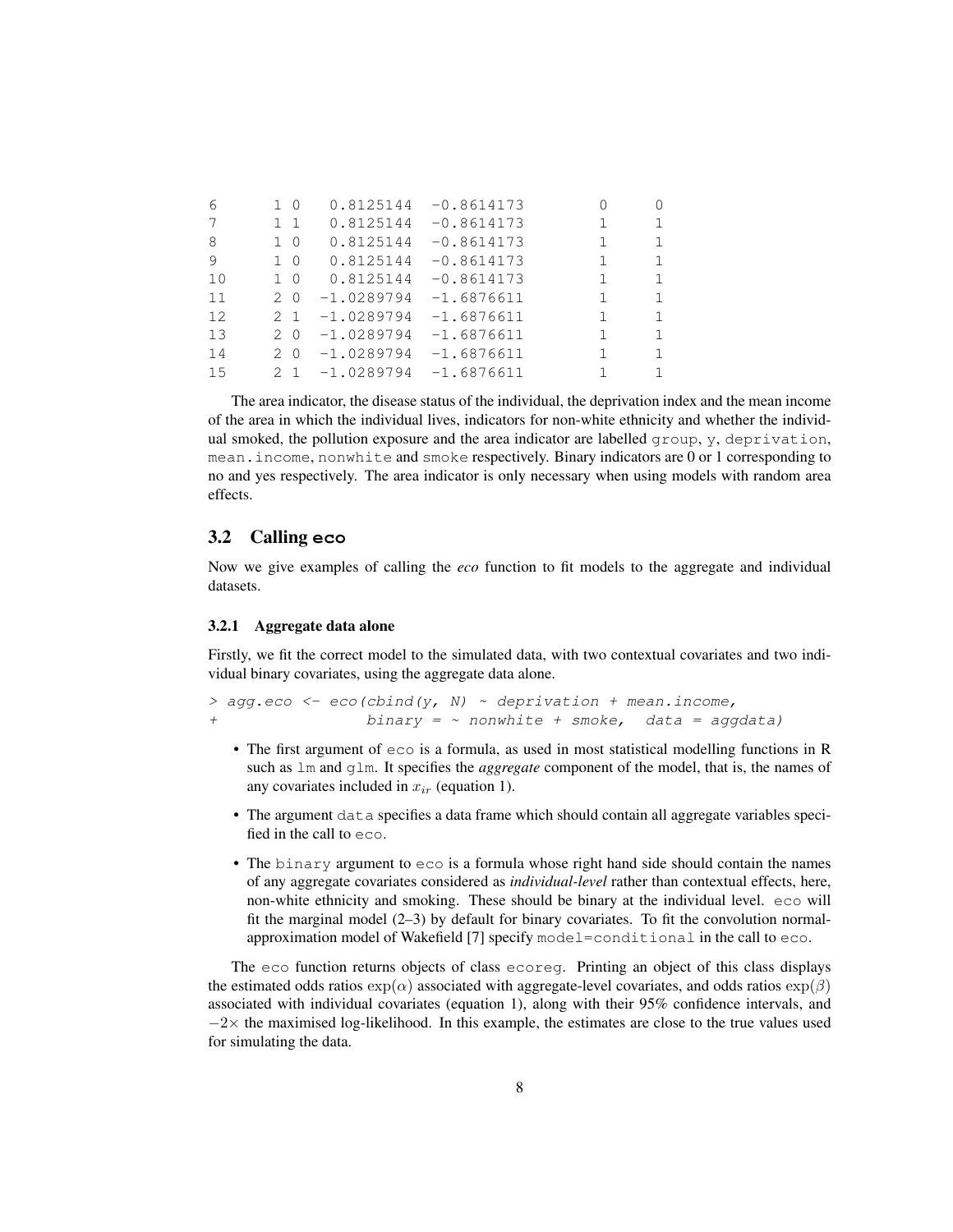```
6       1 0   0.8125144  -0.8614173         0      0
7       1 1   0.8125144  -0.8614173         1      1
8       1 0   0.8125144  -0.8614173         1      1
9       1 0   0.8125144  -0.8614173         1      1
10      1 0   0.8125144  -0.8614173         1      1
11      2 0  -1.0289794  -1.6876611         1      1
12      2 1  -1.0289794  -1.6876611         1      1
13      2 0  -1.0289794  -1.6876611         1      1
14      2 0  -1.0289794  -1.6876611         1      1
15      2 1  -1.0289794  -1.6876611         1      1
```

The area indicator, the disease status of the individual, the deprivation index and the mean income of the area in which the individual lives, indicators for non-white ethnicity and whether the individual smoked, the pollution exposure and the area indicator are labelled `group`, `y`, `deprivation`, `mean.income`, `nonwhite` and `smoke` respectively. Binary indicators are 0 or 1 corresponding to no and yes respectively. The area indicator is only necessary when using models with random area effects.

## 3.2 Calling `eco`

Now we give examples of calling the *eco* function to fit models to the aggregate and individual datasets.

### 3.2.1 Aggregate data alone

Firstly, we fit the correct model to the simulated data, with two contextual covariates and two individual binary covariates, using the aggregate data alone.

```
> agg.eco <- eco(cbind(y, N) ~ deprivation + mean.income,
+                  binary = ~ nonwhite + smoke,  data = aggdata)
```

- The first argument of `eco` is a formula, as used in most statistical modelling functions in R such as `lm` and `glm`. It specifies the ***aggregate*** component of the model, that is, the names of any covariates included in $x_{ir}$ (equation 1).
- The argument `data` specifies a data frame which should contain all aggregate variables specified in the call to `eco`.
- The `binary` argument to `eco` is a formula whose right hand side should contain the names of any aggregate covariates considered as *individual-level* rather than contextual effects, here, non-white ethnicity and smoking. These should be binary at the individual level. `eco` will fit the marginal model (2–3) by default for binary covariates. To fit the convolution normal-approximation model of Wakefield [7] specify `model=conditional` in the call to `eco`.

The `eco` function returns objects of class `ecoreg`. Printing an object of this class displays the estimated odds ratios $\exp(\alpha)$ associated with aggregate-level covariates, and odds ratios $\exp(\beta)$ associated with individual covariates (equation 1), along with their 95% confidence intervals, and $-2\times$ the maximised log-likelihood. In this example, the estimates are close to the true values used for simulating the data.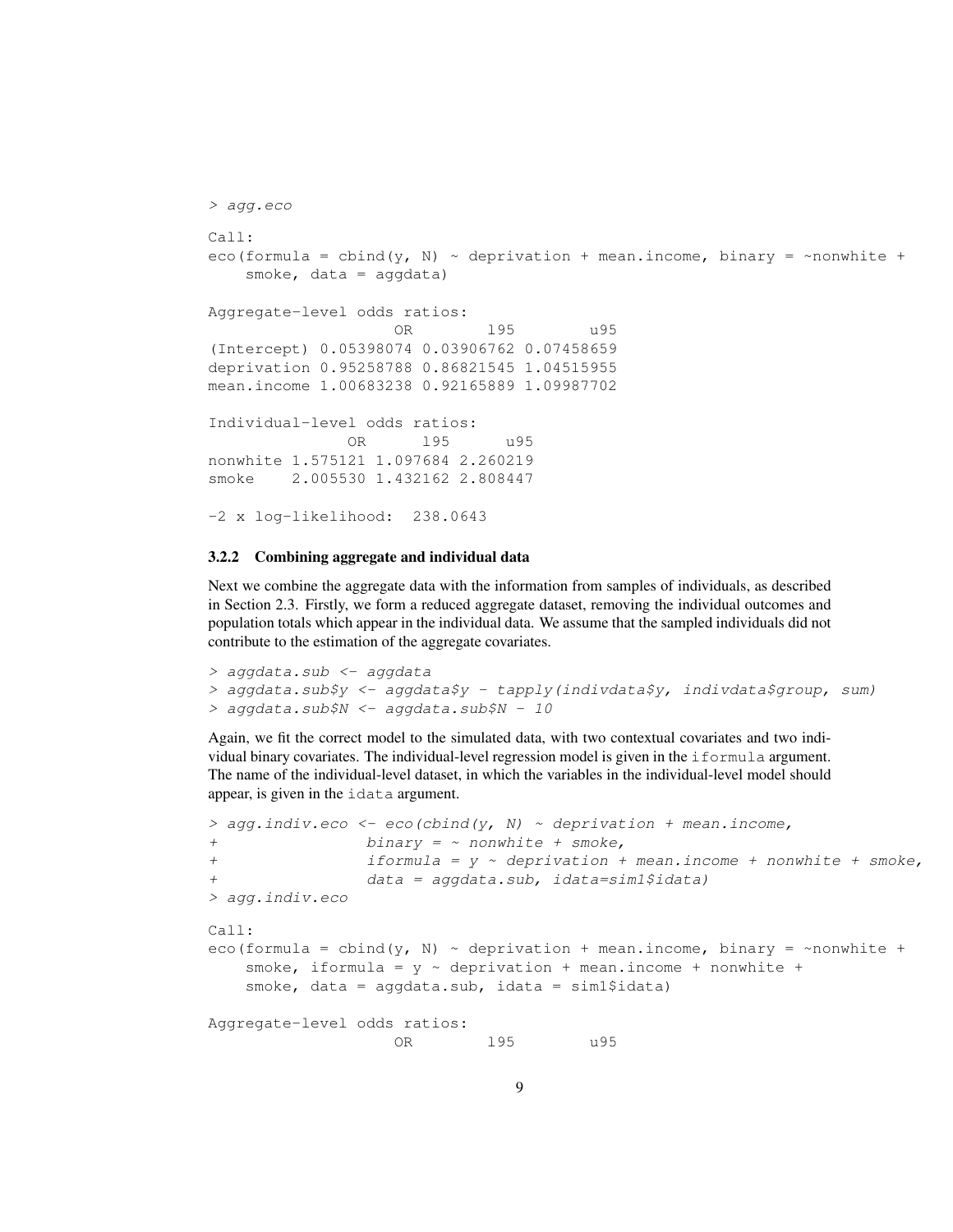```
> agg.eco

Call:
eco(formula = cbind(y, N) ~ deprivation + mean.income, binary = ~nonwhite +
    smoke, data = aggdata)

Aggregate-level odds ratios:
                    OR        l95        u95
(Intercept) 0.05398074 0.03906762 0.07458659
deprivation 0.95258788 0.86821545 1.04515955
mean.income 1.00683238 0.92165889 1.09987702

Individual-level odds ratios:
               OR      l95      u95
nonwhite 1.575121 1.097684 2.260219
smoke    2.005530 1.432162 2.808447

-2 x log-likelihood:  238.0643
```

### 3.2.2 Combining aggregate and individual data

Next we combine the aggregate data with the information from samples of individuals, as described in Section 2.3. Firstly, we form a reduced aggregate dataset, removing the individual outcomes and population totals which appear in the individual data. We assume that the sampled individuals did not contribute to the estimation of the aggregate covariates.

```
> aggdata.sub <- aggdata
> aggdata.sub$y <- aggdata$y - tapply(indivdata$y, indivdata$group, sum)
> aggdata.sub$N <- aggdata.sub$N - 10
```

Again, we fit the correct model to the simulated data, with two contextual covariates and two individual binary covariates. The individual-level regression model is given in the `iformula` argument. The name of the individual-level dataset, in which the variables in the individual-level model should appear, is given in the `idata` argument.

```
> agg.indiv.eco <- eco(cbind(y, N) ~ deprivation + mean.income,
+                binary = ~ nonwhite + smoke,
+                iformula = y ~ deprivation + mean.income + nonwhite + smoke,
+                data = aggdata.sub, idata=sim1$idata)
> agg.indiv.eco

Call:
eco(formula = cbind(y, N) ~ deprivation + mean.income, binary = ~nonwhite +
    smoke, iformula = y ~ deprivation + mean.income + nonwhite +
    smoke, data = aggdata.sub, idata = sim1$idata)

Aggregate-level odds ratios:
                    OR        l95        u95
```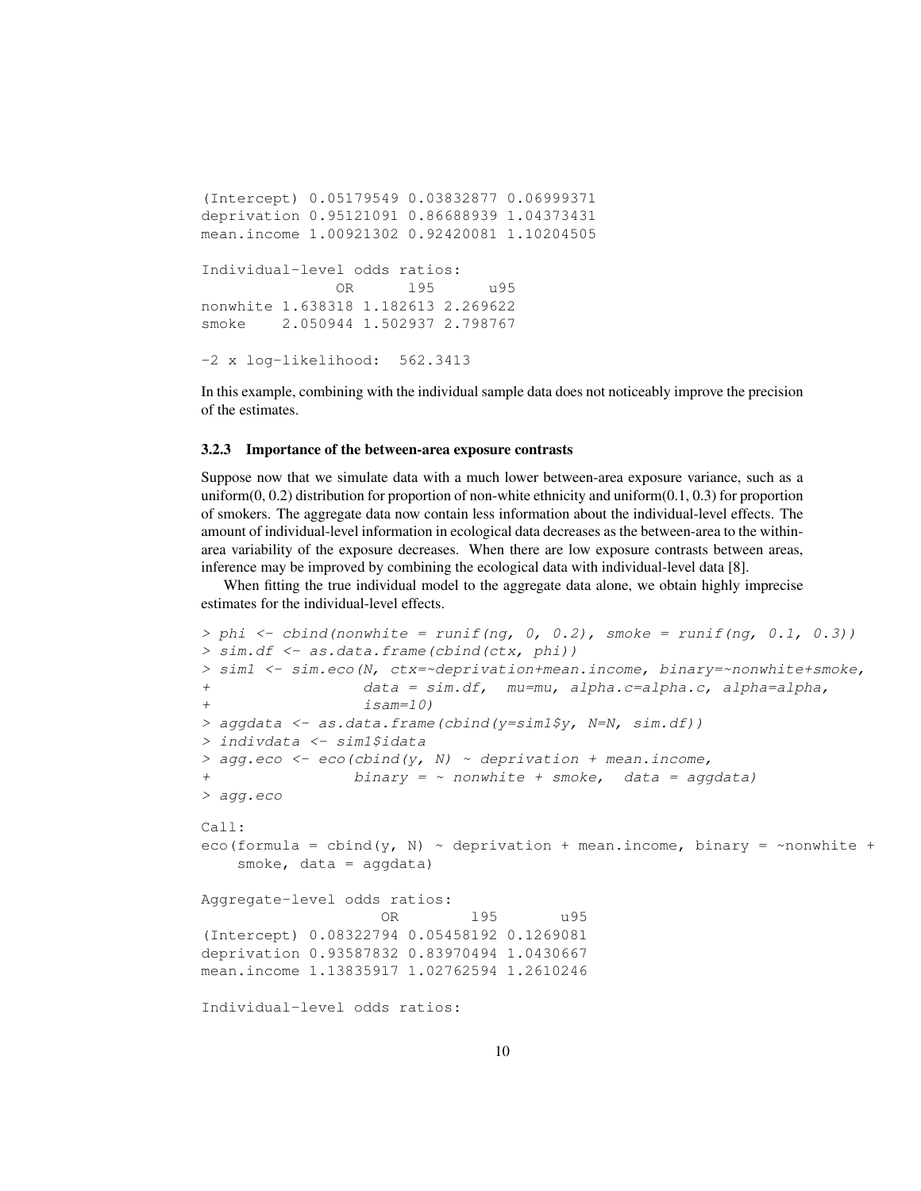```
(Intercept) 0.05179549 0.03832877 0.06999371
deprivation 0.95121091 0.86688939 1.04373431
mean.income 1.00921302 0.92420081 1.10204505

Individual-level odds ratios:
               OR      l95      u95
nonwhite 1.638318 1.182613 2.269622
smoke    2.050944 1.502937 2.798767

-2 x log-likelihood:  562.3413
```

In this example, combining with the individual sample data does not noticeably improve the precision of the estimates.

### 3.2.3 Importance of the between-area exposure contrasts

Suppose now that we simulate data with a much lower between-area exposure variance, such as a uniform(0, 0.2) distribution for proportion of non-white ethnicity and uniform(0.1, 0.3) for proportion of smokers. The aggregate data now contain less information about the individual-level effects. The amount of individual-level information in ecological data decreases as the between-area to the within-area variability of the exposure decreases. When there are low exposure contrasts between areas, inference may be improved by combining the ecological data with individual-level data [8].

When fitting the true individual model to the aggregate data alone, we obtain highly imprecise estimates for the individual-level effects.

```
> phi <- cbind(nonwhite = runif(ng, 0, 0.2), smoke = runif(ng, 0.1, 0.3))
> sim.df <- as.data.frame(cbind(ctx, phi))
> sim1 <- sim.eco(N, ctx=~deprivation+mean.income, binary=~nonwhite+smoke,
+                 data = sim.df,  mu=mu, alpha.c=alpha.c, alpha=alpha,
+                 isam=10)
> aggdata <- as.data.frame(cbind(y=sim1$y, N=N, sim.df))
> indivdata <- sim1$idata
> agg.eco <- eco(cbind(y, N) ~ deprivation + mean.income,
+               binary = ~ nonwhite + smoke,  data = aggdata)
> agg.eco

Call:
eco(formula = cbind(y, N) ~ deprivation + mean.income, binary = ~nonwhite +
    smoke, data = aggdata)

Aggregate-level odds ratios:
                    OR        l95       u95
(Intercept) 0.08322794 0.05458192 0.1269081
deprivation 0.93587832 0.83970494 1.0430667
mean.income 1.13835917 1.02762594 1.2610246

Individual-level odds ratios:
```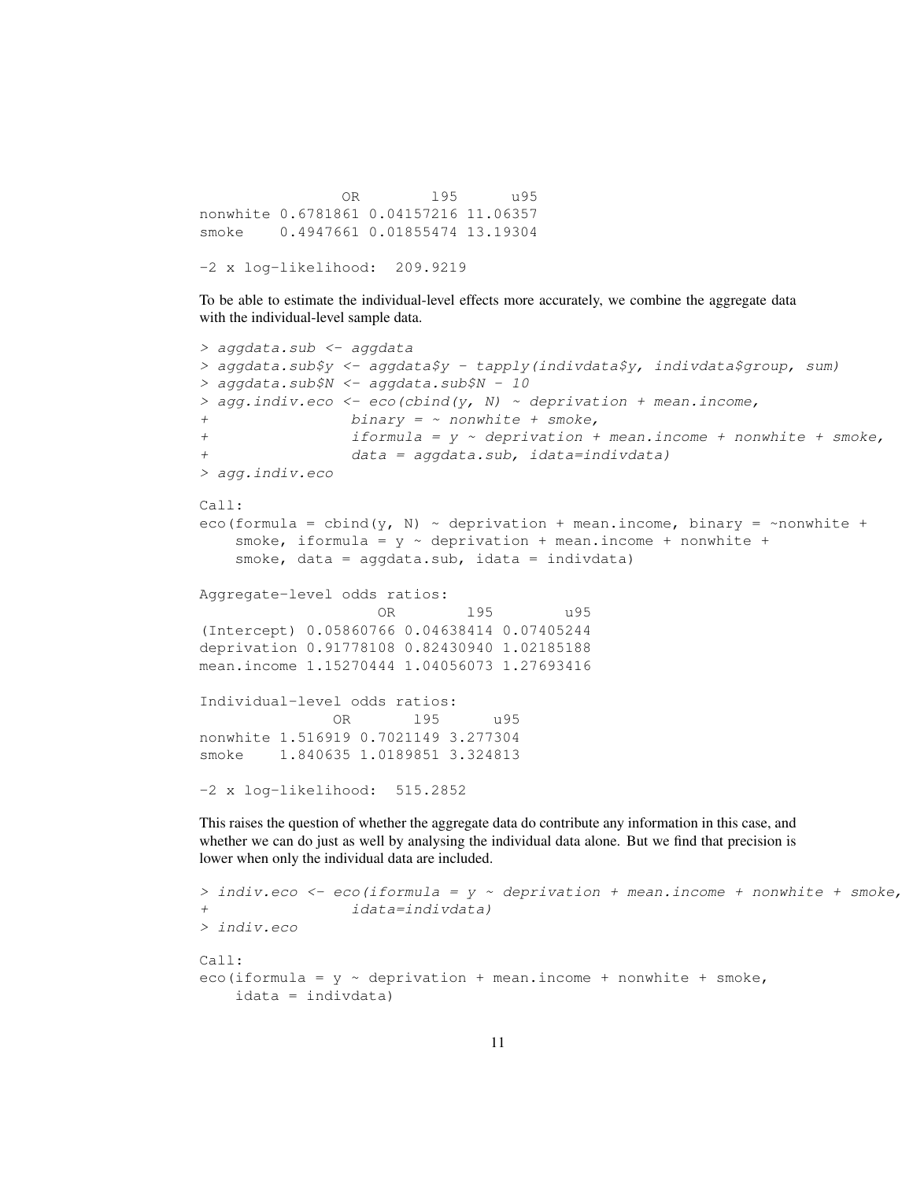```
                OR        l95      u95
nonwhite 0.6781861 0.04157216 11.06357
smoke    0.4947661 0.01855474 13.19304

-2 x log-likelihood:  209.9219
```

To be able to estimate the individual-level effects more accurately, we combine the aggregate data with the individual-level sample data.

```
> aggdata.sub <- aggdata
> aggdata.sub$y <- aggdata$y - tapply(indivdata$y, indivdata$group, sum)
> aggdata.sub$N <- aggdata.sub$N - 10
> agg.indiv.eco <- eco(cbind(y, N) ~ deprivation + mean.income,
+                binary = ~ nonwhite + smoke,
+                iformula = y ~ deprivation + mean.income + nonwhite + smoke,
+                data = aggdata.sub, idata=indivdata)
> agg.indiv.eco

Call:
eco(formula = cbind(y, N) ~ deprivation + mean.income, binary = ~nonwhite +
    smoke, iformula = y ~ deprivation + mean.income + nonwhite +
    smoke, data = aggdata.sub, idata = indivdata)

Aggregate-level odds ratios:
                    OR        l95        u95
(Intercept) 0.05860766 0.04638414 0.07405244
deprivation 0.91778108 0.82430940 1.02185188
mean.income 1.15270444 1.04056073 1.27693416

Individual-level odds ratios:
               OR       l95      u95
nonwhite 1.516919 0.7021149 3.277304
smoke    1.840635 1.0189851 3.324813

-2 x log-likelihood:  515.2852
```

This raises the question of whether the aggregate data do contribute any information in this case, and whether we can do just as well by analysing the individual data alone. But we find that precision is lower when only the individual data are included.

```
> indiv.eco <- eco(iformula = y ~ deprivation + mean.income + nonwhite + smoke,
+                 idata=indivdata)
> indiv.eco

Call:
eco(iformula = y ~ deprivation + mean.income + nonwhite + smoke,
    idata = indivdata)
```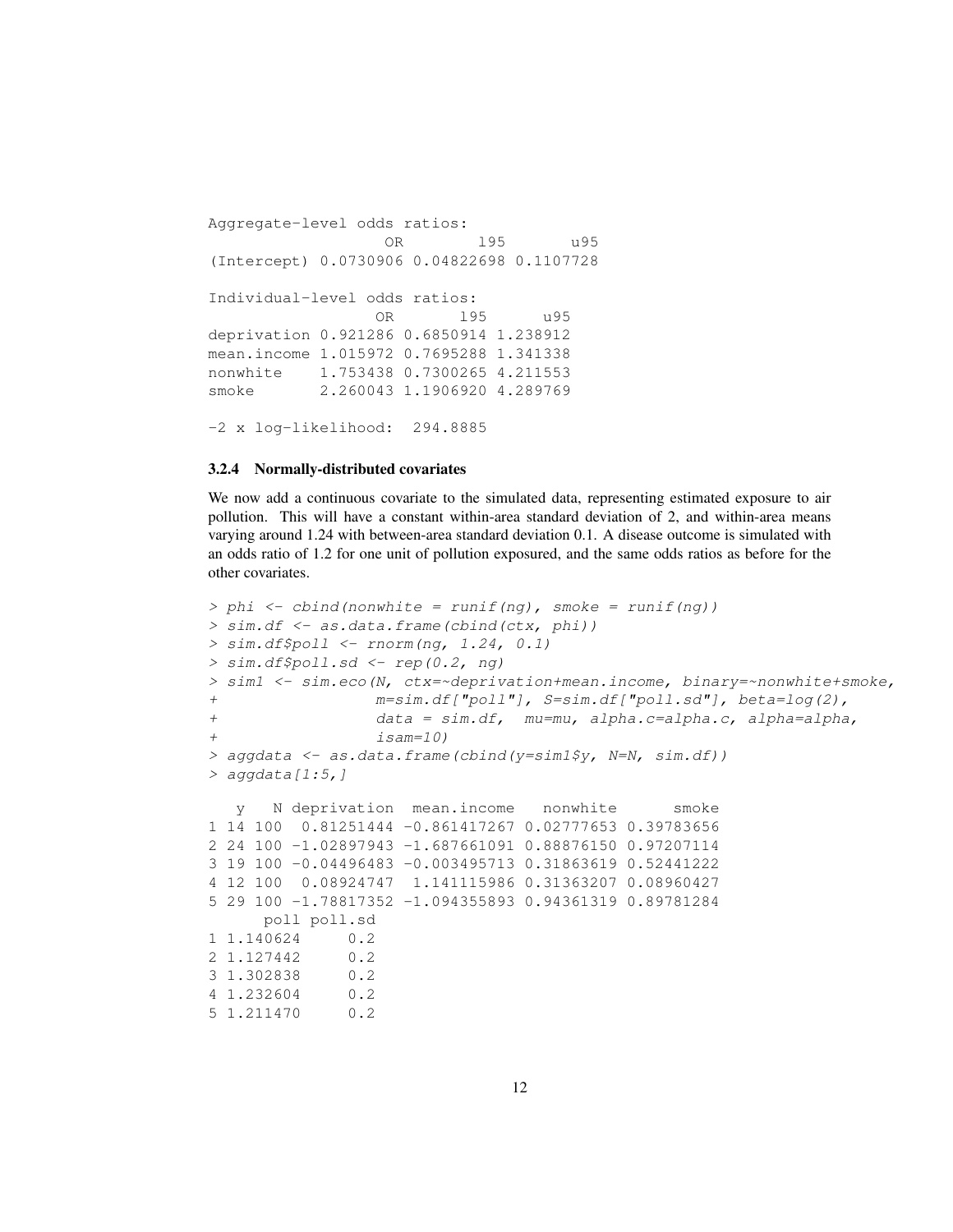```
Aggregate-level odds ratios:
                   OR        l95       u95
(Intercept) 0.0730906 0.04822698 0.1107728

Individual-level odds ratios:
                  OR       l95      u95
deprivation 0.921286 0.6850914 1.238912
mean.income 1.015972 0.7695288 1.341338
nonwhite    1.753438 0.7300265 4.211553
smoke       2.260043 1.1906920 4.289769

-2 x log-likelihood:  294.8885
```

### 3.2.4 Normally-distributed covariates

We now add a continuous covariate to the simulated data, representing estimated exposure to air pollution. This will have a constant within-area standard deviation of 2, and within-area means varying around 1.24 with between-area standard deviation 0.1. A disease outcome is simulated with an odds ratio of 1.2 for one unit of pollution exposured, and the same odds ratios as before for the other covariates.

```
> phi <- cbind(nonwhite = runif(ng), smoke = runif(ng))
> sim.df <- as.data.frame(cbind(ctx, phi))
> sim.df$poll <- rnorm(ng, 1.24, 0.1)
> sim.df$poll.sd <- rep(0.2, ng)
> sim1 <- sim.eco(N, ctx=~deprivation+mean.income, binary=~nonwhite+smoke,
+                 m=sim.df["poll"], S=sim.df["poll.sd"], beta=log(2),
+                 data = sim.df,  mu=mu, alpha.c=alpha.c, alpha=alpha,
+                 isam=10)
> aggdata <- as.data.frame(cbind(y=sim1$y, N=N, sim.df))
> aggdata[1:5,]

   y   N deprivation  mean.income   nonwhite      smoke
1 14 100  0.81251444 -0.861417267 0.02777653 0.39783656
2 24 100 -1.02897943 -1.687661091 0.88876150 0.97207114
3 19 100 -0.04496483 -0.003495713 0.31863619 0.52441222
4 12 100  0.08924747  1.141115986 0.31363207 0.08960427
5 29 100 -1.78817352 -1.094355893 0.94361319 0.89781284
      poll poll.sd
1 1.140624     0.2
2 1.127442     0.2
3 1.302838     0.2
4 1.232604     0.2
5 1.211470     0.2
```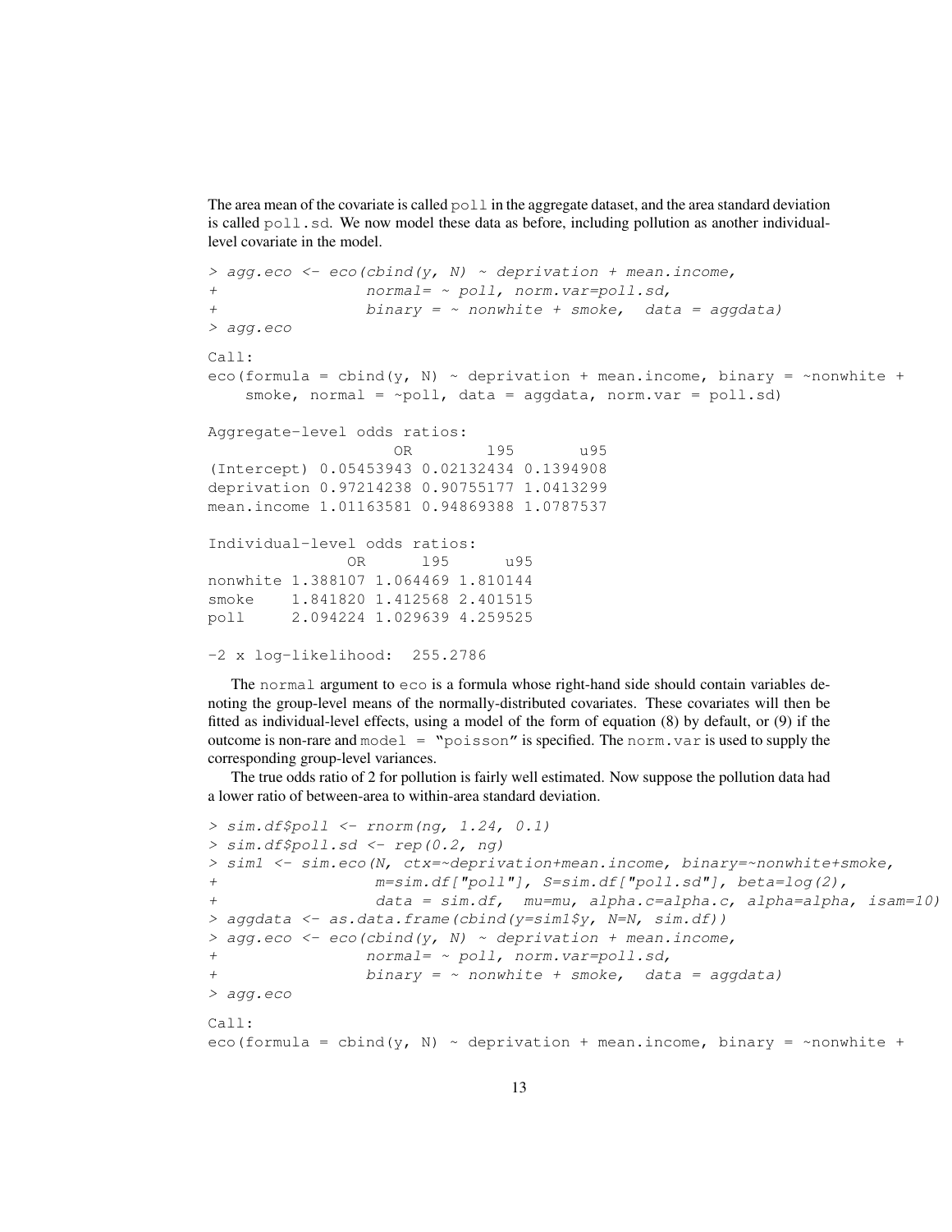The area mean of the covariate is called `poll` in the aggregate dataset, and the area standard deviation is called `poll.sd`. We now model these data as before, including pollution as another individual-level covariate in the model.

```
> agg.eco <- eco(cbind(y, N) ~ deprivation + mean.income,
+                normal= ~ poll, norm.var=poll.sd,
+                binary = ~ nonwhite + smoke,  data = aggdata)
> agg.eco

Call:
eco(formula = cbind(y, N) ~ deprivation + mean.income, binary = ~nonwhite +
    smoke, normal = ~poll, data = aggdata, norm.var = poll.sd)

Aggregate-level odds ratios:
                    OR        l95       u95
(Intercept) 0.05453943 0.02132434 0.1394908
deprivation 0.97214238 0.90755177 1.0413299
mean.income 1.01163581 0.94869388 1.0787537

Individual-level odds ratios:
               OR      l95      u95
nonwhite 1.388107 1.064469 1.810144
smoke    1.841820 1.412568 2.401515
poll     2.094224 1.029639 4.259525

-2 x log-likelihood:  255.2786
```

The `normal` argument to `eco` is a formula whose right-hand side should contain variables denoting the group-level means of the normally-distributed covariates. These covariates will then be fitted as individual-level effects, using a model of the form of equation (8) by default, or (9) if the outcome is non-rare and `model = "poisson"` is specified. The `norm.var` is used to supply the corresponding group-level variances.

The true odds ratio of 2 for pollution is fairly well estimated. Now suppose the pollution data had a lower ratio of between-area to within-area standard deviation.

```
> sim.df$poll <- rnorm(ng, 1.24, 0.1)
> sim.df$poll.sd <- rep(0.2, ng)
> sim1 <- sim.eco(N, ctx=~deprivation+mean.income, binary=~nonwhite+smoke,
+                  m=sim.df["poll"], S=sim.df["poll.sd"], beta=log(2),
+                  data = sim.df,  mu=mu, alpha.c=alpha.c, alpha=alpha, isam=10)
> aggdata <- as.data.frame(cbind(y=sim1$y, N=N, sim.df))
> agg.eco <- eco(cbind(y, N) ~ deprivation + mean.income,
+                normal= ~ poll, norm.var=poll.sd,
+                binary = ~ nonwhite + smoke,  data = aggdata)
> agg.eco

Call:
eco(formula = cbind(y, N) ~ deprivation + mean.income, binary = ~nonwhite +
```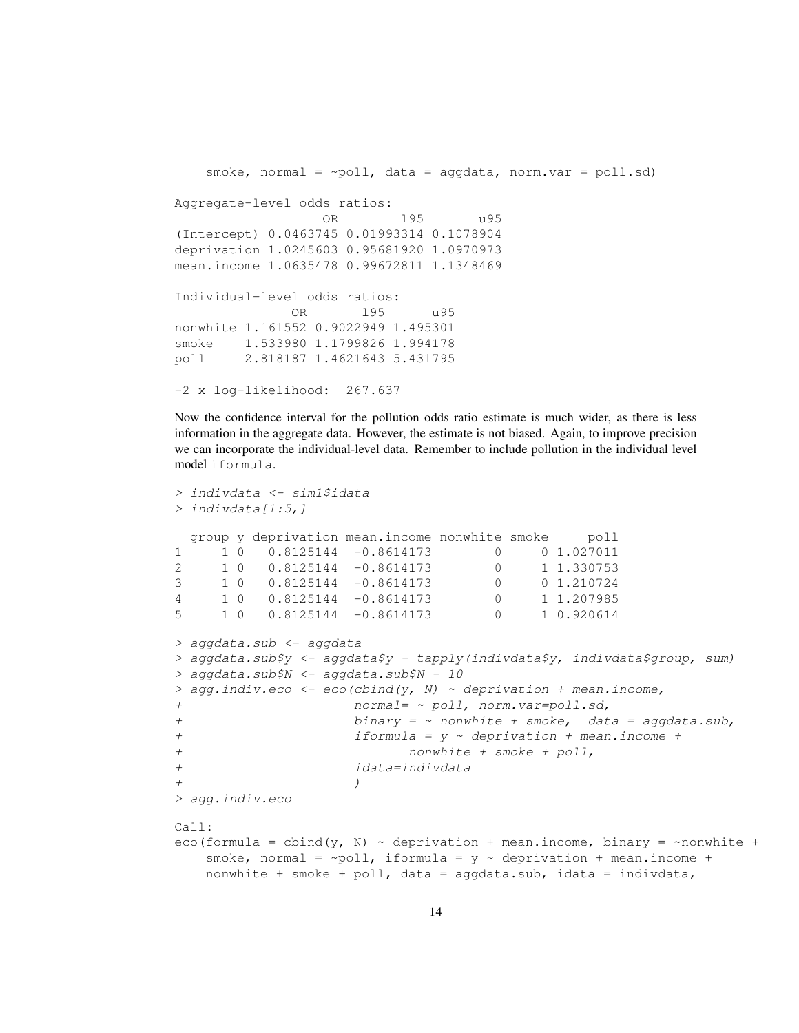```
    smoke, normal = ~poll, data = aggdata, norm.var = poll.sd)

Aggregate-level odds ratios:
                   OR        l95       u95
(Intercept) 0.0463745 0.01993314 0.1078904
deprivation 1.0245603 0.95681920 1.0970973
mean.income 1.0635478 0.99672811 1.1348469

Individual-level odds ratios:
               OR       l95      u95
nonwhite 1.161552 0.9022949 1.495301
smoke    1.533980 1.1799826 1.994178
poll     2.818187 1.4621643 5.431795

-2 x log-likelihood:  267.637
```

Now the confidence interval for the pollution odds ratio estimate is much wider, as there is less information in the aggregate data. However, the estimate is not biased. Again, to improve precision we can incorporate the individual-level data. Remember to include pollution in the individual level model `iformula`.

```
> indivdata <- sim1$idata
> indivdata[1:5,]

  group y deprivation mean.income nonwhite smoke     poll
1     1 0   0.8125144  -0.8614173        0     0 1.027011
2     1 0   0.8125144  -0.8614173        0     1 1.330753
3     1 0   0.8125144  -0.8614173        0     0 1.210724
4     1 0   0.8125144  -0.8614173        0     1 1.207985
5     1 0   0.8125144  -0.8614173        0     1 0.920614

> aggdata.sub <- aggdata
> aggdata.sub$y <- aggdata$y - tapply(indivdata$y, indivdata$group, sum)
> aggdata.sub$N <- aggdata.sub$N - 10
> agg.indiv.eco <- eco(cbind(y, N) ~ deprivation + mean.income,
+                      normal= ~ poll, norm.var=poll.sd,
+                      binary = ~ nonwhite + smoke,  data = aggdata.sub,
+                      iformula = y ~ deprivation + mean.income +
+                             nonwhite + smoke + poll,
+                      idata=indivdata
+                      )
> agg.indiv.eco

Call:
eco(formula = cbind(y, N) ~ deprivation + mean.income, binary = ~nonwhite +
    smoke, normal = ~poll, iformula = y ~ deprivation + mean.income +
    nonwhite + smoke + poll, data = aggdata.sub, idata = indivdata,
```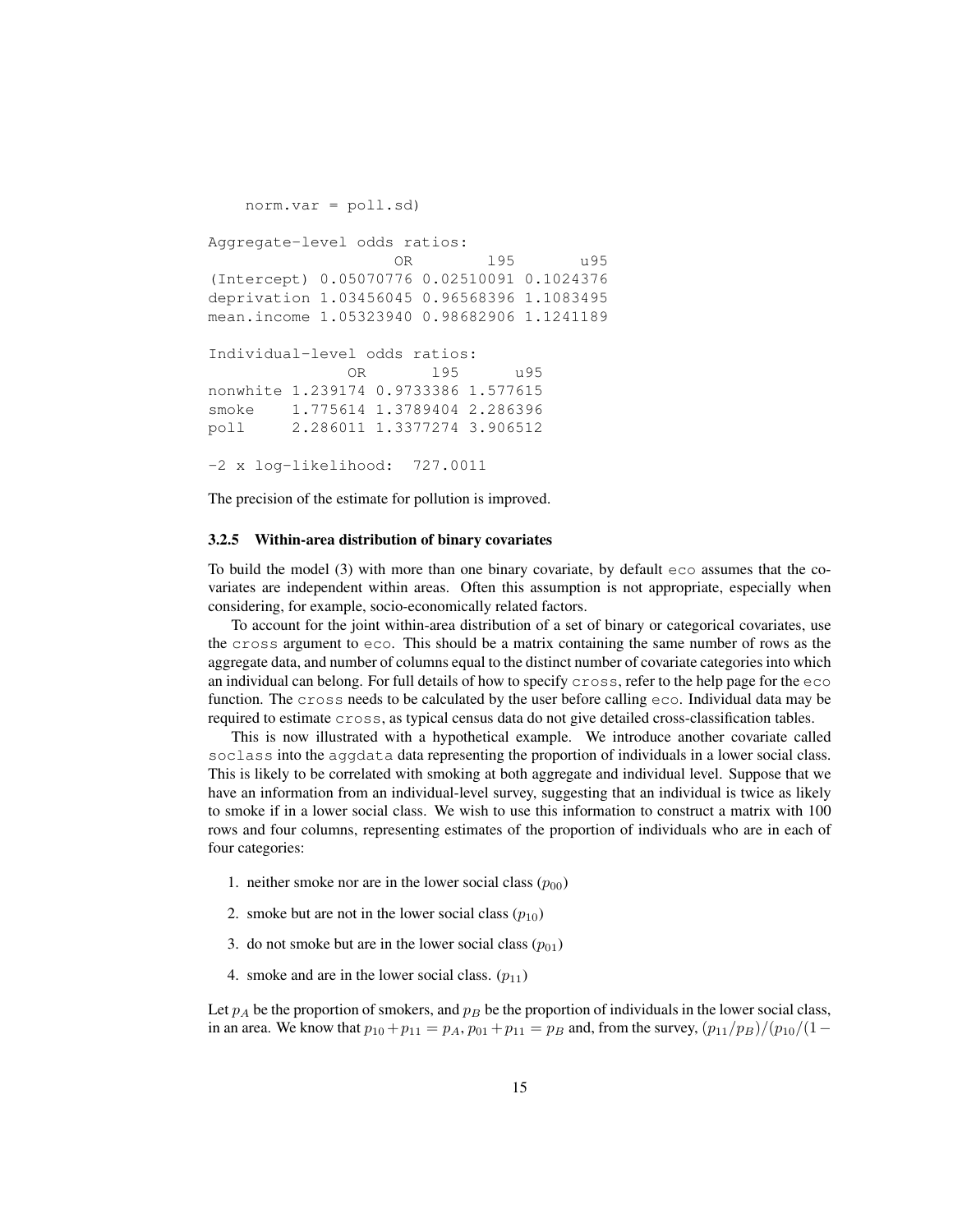```
    norm.var = poll.sd)

Aggregate-level odds ratios:
                    OR        l95       u95
(Intercept) 0.05070776 0.02510091 0.1024376
deprivation 1.03456045 0.96568396 1.1083495
mean.income 1.05323940 0.98682906 1.1241189

Individual-level odds ratios:
               OR       l95      u95
nonwhite 1.239174 0.9733386 1.577615
smoke    1.775614 1.3789404 2.286396
poll     2.286011 1.3377274 3.906512

-2 x log-likelihood:  727.0011
```

The precision of the estimate for pollution is improved.

### 3.2.5 Within-area distribution of binary covariates

To build the model (3) with more than one binary covariate, by default `eco` assumes that the covariates are independent within areas. Often this assumption is not appropriate, especially when considering, for example, socio-economically related factors.

To account for the joint within-area distribution of a set of binary or categorical covariates, use the `cross` argument to `eco`. This should be a matrix containing the same number of rows as the aggregate data, and number of columns equal to the distinct number of covariate categories into which an individual can belong. For full details of how to specify `cross`, refer to the help page for the `eco` function. The `cross` needs to be calculated by the user before calling `eco`. Individual data may be required to estimate `cross`, as typical census data do not give detailed cross-classification tables.

This is now illustrated with a hypothetical example. We introduce another covariate called `soclass` into the `aggdata` data representing the proportion of individuals in a lower social class. This is likely to be correlated with smoking at both aggregate and individual level. Suppose that we have an information from an individual-level survey, suggesting that an individual is twice as likely to smoke if in a lower social class. We wish to use this information to construct a matrix with 100 rows and four columns, representing estimates of the proportion of individuals who are in each of four categories:

1. neither smoke nor are in the lower social class ($p_{00}$)
2. smoke but are not in the lower social class ($p_{10}$)
3. do not smoke but are in the lower social class ($p_{01}$)
4. smoke and are in the lower social class. ($p_{11}$)

Let $p_A$ be the proportion of smokers, and $p_B$ be the proportion of individuals in the lower social class, in an area. We know that $p_{10} + p_{11} = p_A$, $p_{01} + p_{11} = p_B$ and, from the survey, $(p_{11}/p_B)/(p_{10}/(1-$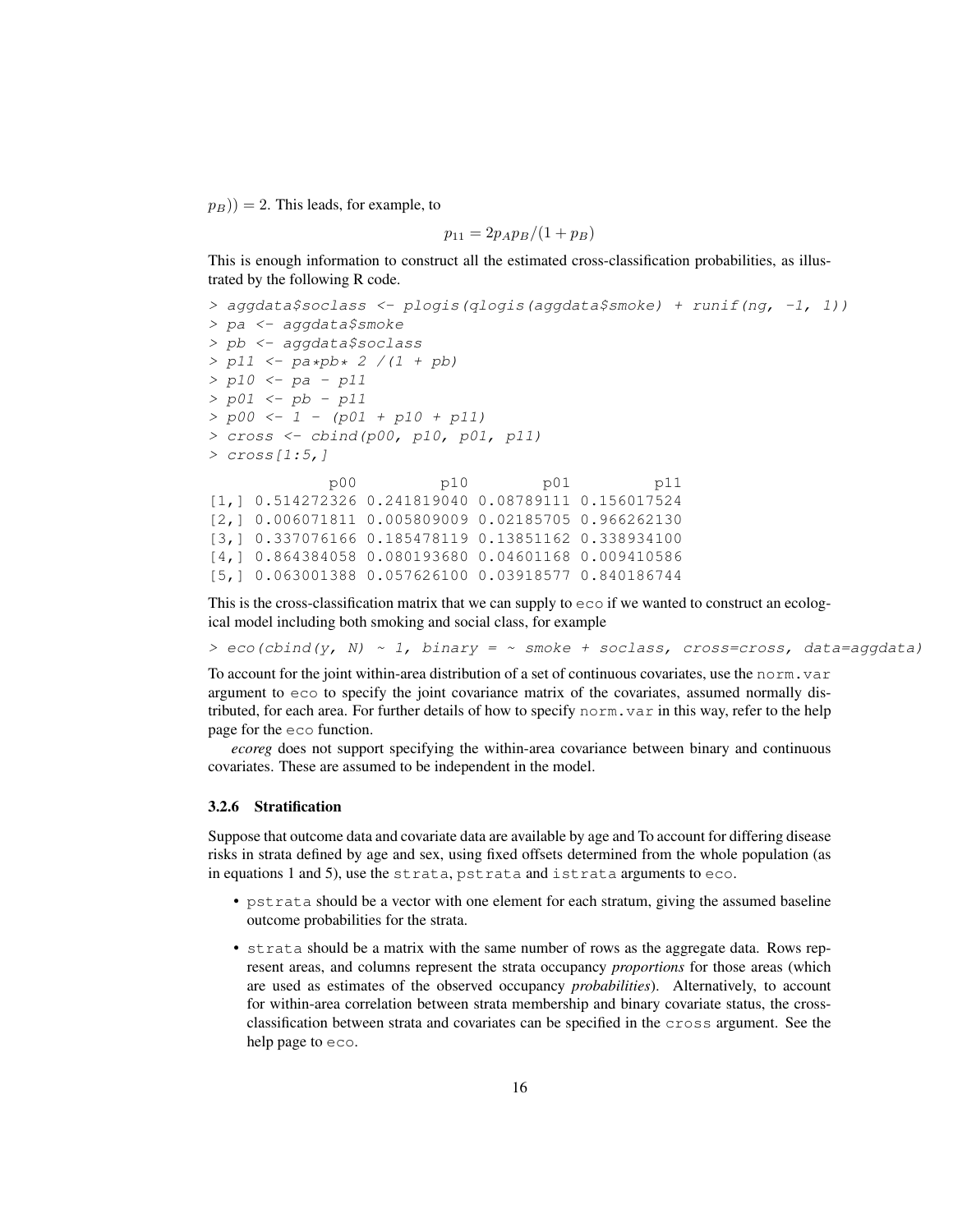$p_B)) = 2$. This leads, for example, to

$$p_{11} = 2 p_A p_B / (1 + p_B)$$

This is enough information to construct all the estimated cross-classification probabilities, as illustrated by the following R code.

```
> aggdata$soclass <- plogis(qlogis(aggdata$smoke) + runif(ng, -1, 1))
> pa <- aggdata$smoke
> pb <- aggdata$soclass
> p11 <- pa*pb* 2 /(1 + pb)
> p10 <- pa - p11
> p01 <- pb - p11
> p00 <- 1 - (p01 + p10 + p11)
> cross <- cbind(p00, p10, p01, p11)
> cross[1:5,]
```

```
             p00         p10        p01         p11
[1,] 0.514272326 0.241819040 0.08789111 0.156017524
[2,] 0.006071811 0.005809009 0.02185705 0.966262130
[3,] 0.337076166 0.185478119 0.13851162 0.338934100
[4,] 0.864384058 0.080193680 0.04601168 0.009410586
[5,] 0.063001388 0.057626100 0.03918577 0.840186744
```

This is the cross-classification matrix that we can supply to `eco` if we wanted to construct an ecological model including both smoking and social class, for example

```
> eco(cbind(y, N) ~ 1, binary = ~ smoke + soclass, cross=cross, data=aggdata)
```

To account for the joint within-area distribution of a set of continuous covariates, use the `norm.var` argument to `eco` to specify the joint covariance matrix of the covariates, assumed normally distributed, for each area. For further details of how to specify `norm.var` in this way, refer to the help page for the `eco` function.

*ecoreg* does not support specifying the within-area covariance between binary and continuous covariates. These are assumed to be independent in the model.

### 3.2.6 Stratification

Suppose that outcome data and covariate data are available by age and To account for differing disease risks in strata defined by age and sex, using fixed offsets determined from the whole population (as in equations 1 and 5), use the `strata`, `pstrata` and `istrata` arguments to `eco`.

- `pstrata` should be a vector with one element for each stratum, giving the assumed baseline outcome probabilities for the strata.
- `strata` should be a matrix with the same number of rows as the aggregate data. Rows represent areas, and columns represent the strata occupancy *proportions* for those areas (which are used as estimates of the observed occupancy *probabilities*). Alternatively, to account for within-area correlation between strata membership and binary covariate status, the cross-classification between strata and covariates can be specified in the `cross` argument. See the help page to `eco`.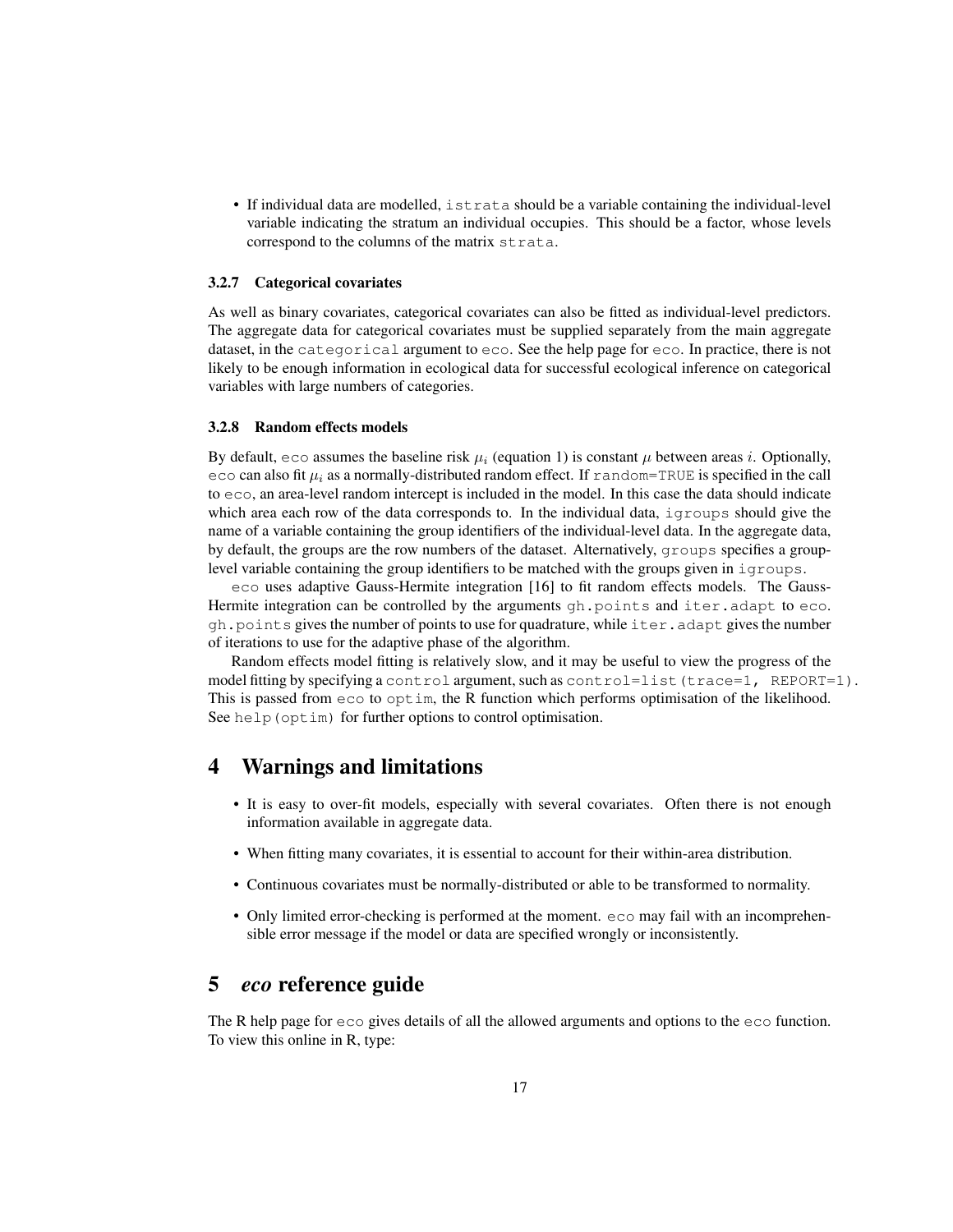- If individual data are modelled, `istrata` should be a variable containing the individual-level variable indicating the stratum an individual occupies. This should be a factor, whose levels correspond to the columns of the matrix `strata`.

### 3.2.7 Categorical covariates

As well as binary covariates, categorical covariates can also be fitted as individual-level predictors. The aggregate data for categorical covariates must be supplied separately from the main aggregate dataset, in the `categorical` argument to `eco`. See the help page for `eco`. In practice, there is not likely to be enough information in ecological data for successful ecological inference on categorical variables with large numbers of categories.

### 3.2.8 Random effects models

By default, `eco` assumes the baseline risk $\mu_i$ (equation 1) is constant $\mu$ between areas $i$. Optionally, `eco` can also fit $\mu_i$ as a normally-distributed random effect. If `random=TRUE` is specified in the call to `eco`, an area-level random intercept is included in the model. In this case the data should indicate which area each row of the data corresponds to. In the individual data, `igroups` should give the name of a variable containing the group identifiers of the individual-level data. In the aggregate data, by default, the groups are the row numbers of the dataset. Alternatively, `groups` specifies a group-level variable containing the group identifiers to be matched with the groups given in `igroups`.

`eco` uses adaptive Gauss-Hermite integration [16] to fit random effects models. The Gauss-Hermite integration can be controlled by the arguments `gh.points` and `iter.adapt` to `eco`. `gh.points` gives the number of points to use for quadrature, while `iter.adapt` gives the number of iterations to use for the adaptive phase of the algorithm.

Random effects model fitting is relatively slow, and it may be useful to view the progress of the model fitting by specifying a `control` argument, such as `control=list(trace=1, REPORT=1)`. This is passed from `eco` to `optim`, the R function which performs optimisation of the likelihood. See `help(optim)` for further options to control optimisation.

# 4 Warnings and limitations

- It is easy to over-fit models, especially with several covariates. Often there is not enough information available in aggregate data.
- When fitting many covariates, it is essential to account for their within-area distribution.
- Continuous covariates must be normally-distributed or able to be transformed to normality.
- Only limited error-checking is performed at the moment. `eco` may fail with an incomprehensible error message if the model or data are specified wrongly or inconsistently.

# 5 *eco* reference guide

The R help page for `eco` gives details of all the allowed arguments and options to the `eco` function. To view this online in R, type: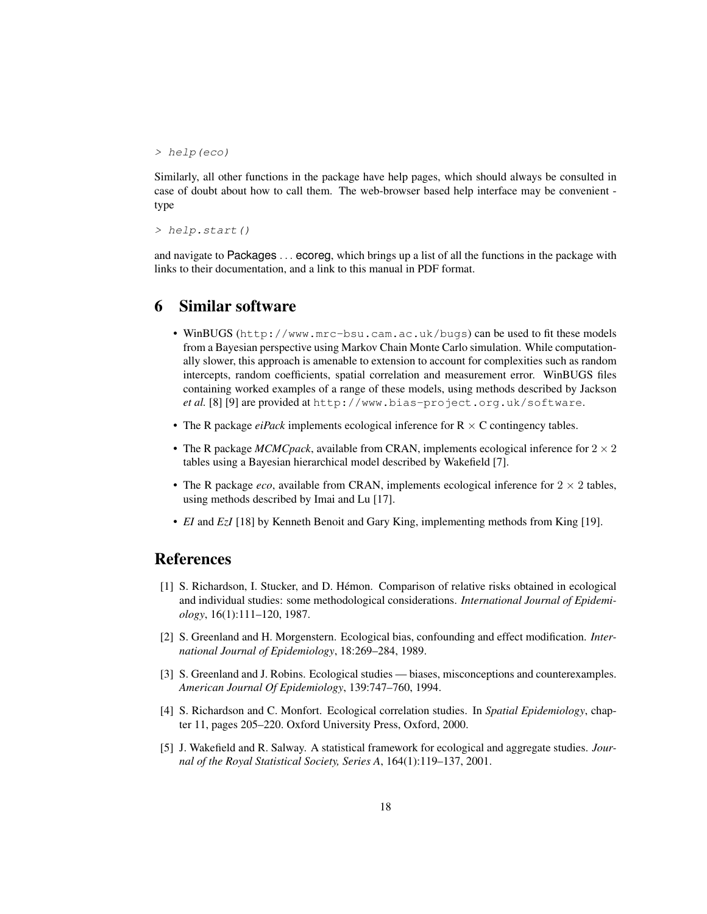```
> help(eco)
```

Similarly, all other functions in the package have help pages, which should always be consulted in case of doubt about how to call them. The web-browser based help interface may be convenient - type

```
> help.start()
```

and navigate to Packages . . . ecoreg, which brings up a list of all the functions in the package with links to their documentation, and a link to this manual in PDF format.

## 6 Similar software

- WinBUGS (`http://www.mrc-bsu.cam.ac.uk/bugs`) can be used to fit these models from a Bayesian perspective using Markov Chain Monte Carlo simulation. While computationally slower, this approach is amenable to extension to account for complexities such as random intercepts, random coefficients, spatial correlation and measurement error. WinBUGS files containing worked examples of a range of these models, using methods described by Jackson *et al.* [8] [9] are provided at `http://www.bias-project.org.uk/software`.
- The R package *eiPack* implements ecological inference for R $\times$ C contingency tables.
- The R package *MCMCpack*, available from CRAN, implements ecological inference for $2 \times 2$ tables using a Bayesian hierarchical model described by Wakefield [7].
- The R package *eco*, available from CRAN, implements ecological inference for $2 \times 2$ tables, using methods described by Imai and Lu [17].
- *EI* and *EzI* [18] by Kenneth Benoit and Gary King, implementing methods from King [19].

## References

[1] S. Richardson, I. Stucker, and D. Hémon. Comparison of relative risks obtained in ecological and individual studies: some methodological considerations. *International Journal of Epidemiology*, 16(1):111–120, 1987.

[2] S. Greenland and H. Morgenstern. Ecological bias, confounding and effect modification. *International Journal of Epidemiology*, 18:269–284, 1989.

[3] S. Greenland and J. Robins. Ecological studies — biases, misconceptions and counterexamples. *American Journal Of Epidemiology*, 139:747–760, 1994.

[4] S. Richardson and C. Monfort. Ecological correlation studies. In *Spatial Epidemiology*, chapter 11, pages 205–220. Oxford University Press, Oxford, 2000.

[5] J. Wakefield and R. Salway. A statistical framework for ecological and aggregate studies. *Journal of the Royal Statistical Society, Series A*, 164(1):119–137, 2001.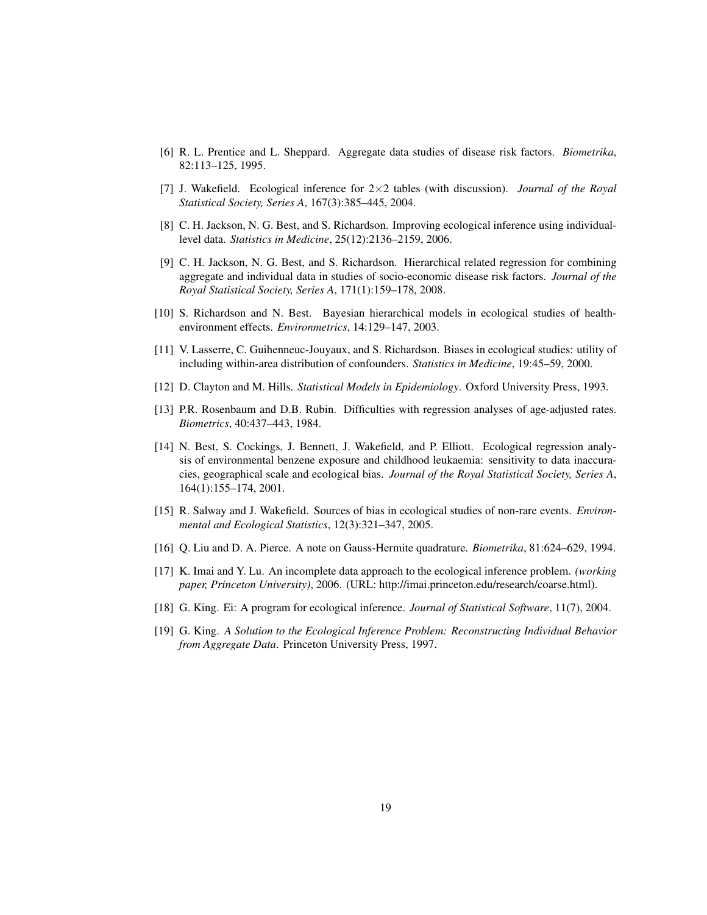[6] R. L. Prentice and L. Sheppard. Aggregate data studies of disease risk factors. *Biometrika*, 82:113–125, 1995.

[7] J. Wakefield. Ecological inference for $2 \times 2$ tables (with discussion). *Journal of the Royal Statistical Society, Series A*, 167(3):385–445, 2004.

[8] C. H. Jackson, N. G. Best, and S. Richardson. Improving ecological inference using individual-level data. *Statistics in Medicine*, 25(12):2136–2159, 2006.

[9] C. H. Jackson, N. G. Best, and S. Richardson. Hierarchical related regression for combining aggregate and individual data in studies of socio-economic disease risk factors. *Journal of the Royal Statistical Society, Series A*, 171(1):159–178, 2008.

[10] S. Richardson and N. Best. Bayesian hierarchical models in ecological studies of health-environment effects. *Environmetrics*, 14:129–147, 2003.

[11] V. Lasserre, C. Guihenneuc-Jouyaux, and S. Richardson. Biases in ecological studies: utility of including within-area distribution of confounders. *Statistics in Medicine*, 19:45–59, 2000.

[12] D. Clayton and M. Hills. *Statistical Models in Epidemiology*. Oxford University Press, 1993.

[13] P.R. Rosenbaum and D.B. Rubin. Difficulties with regression analyses of age-adjusted rates. *Biometrics*, 40:437–443, 1984.

[14] N. Best, S. Cockings, J. Bennett, J. Wakefield, and P. Elliott. Ecological regression analysis of environmental benzene exposure and childhood leukaemia: sensitivity to data inaccuracies, geographical scale and ecological bias. *Journal of the Royal Statistical Society, Series A*, 164(1):155–174, 2001.

[15] R. Salway and J. Wakefield. Sources of bias in ecological studies of non-rare events. *Environmental and Ecological Statistics*, 12(3):321–347, 2005.

[16] Q. Liu and D. A. Pierce. A note on Gauss-Hermite quadrature. *Biometrika*, 81:624–629, 1994.

[17] K. Imai and Y. Lu. An incomplete data approach to the ecological inference problem. *(working paper, Princeton University)*, 2006. (URL: http://imai.princeton.edu/research/coarse.html).

[18] G. King. Ei: A program for ecological inference. *Journal of Statistical Software*, 11(7), 2004.

[19] G. King. *A Solution to the Ecological Inference Problem: Reconstructing Individual Behavior from Aggregate Data*. Princeton University Press, 1997.